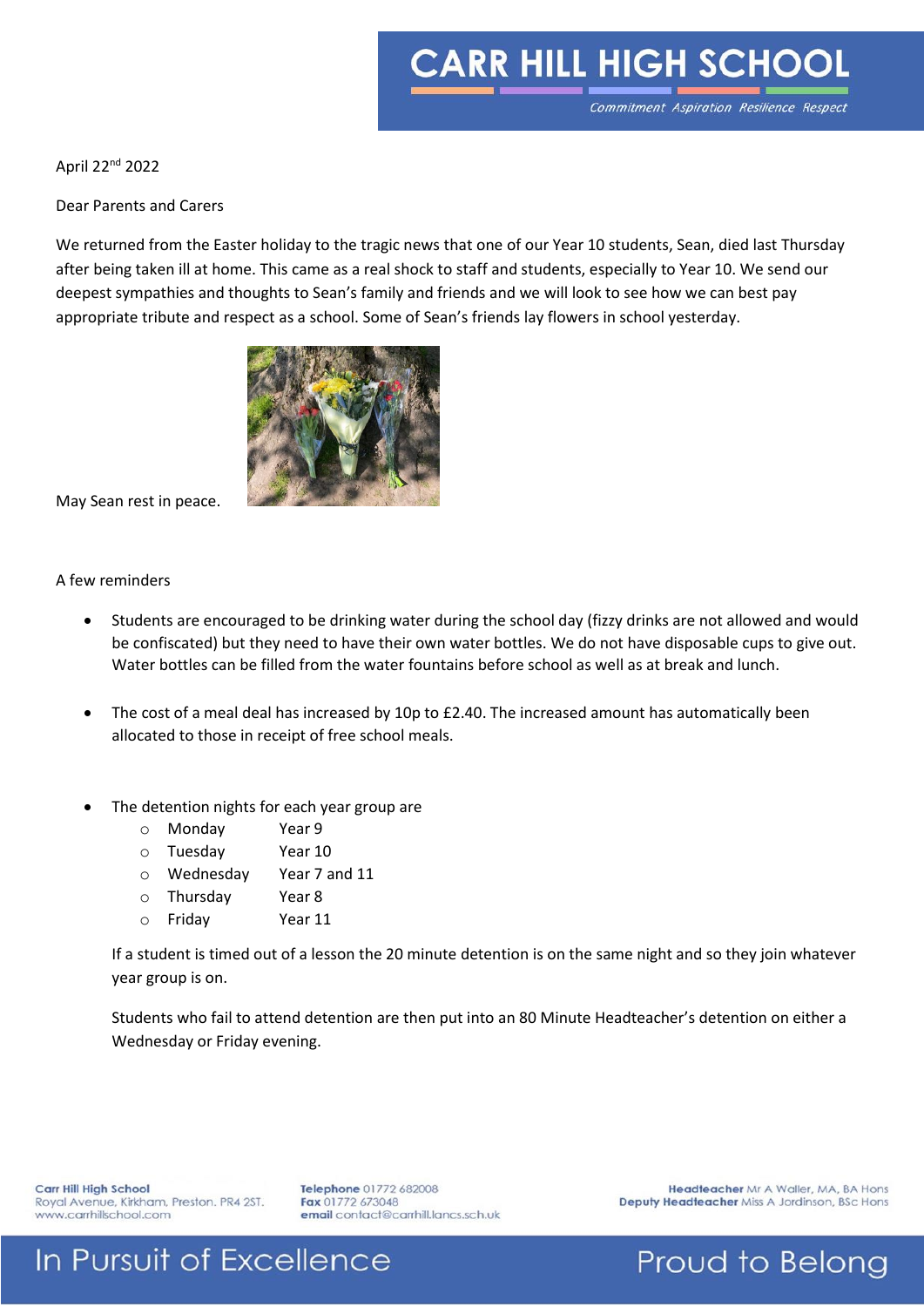# CARR HILL HIGH SCHOOL

*Commitment Aspiration Resilience Respect*

April 22nd 2022

Dear Parents and Carers

We returned from the Easter holiday to the tragic news that one of our Year 10 students, Sean, died last Thursday after being taken ill at home. This came as a real shock to staff and students, especially to Year 10. We send our deepest sympathies and thoughts to Sean's family and friends and we will look to see how we can best pay appropriate tribute and respect as a school. Some of Sean's friends lay flowers in school yesterday.

May Sean rest in peace.

A few reminders

- Students are encouraged to be drinking water during the school day (fizzy drinks are not allowed and would be confiscated) but they need to have their own water bottles. We do not have disposable cups to give out. Water bottles can be filled from the water fountains before school as well as at break and lunch.

- The cost of a meal deal has increased by 10p to £2.40. The increased amount has automatically been allocated to those in receipt of free school meals.

- The detention nights for each year group are
  - Monday Year 9
  - Tuesday Year 10
  - Wednesday Year 7 and 11
  - Thursday Year 8
  - Friday Year 11

  If a student is timed out of a lesson the 20 minute detention is on the same night and so they join whatever year group is on.

  Students who fail to attend detention are then put into an 80 Minute Headteacher's detention on either a Wednesday or Friday evening.

**Carr Hill High School**
Royal Avenue, Kirkham, Preston. PR4 2ST.
www.carrhillschool.com

**Telephone** 01772 682008
**Fax** 01772 673048
**email** contact@carrhill.lancs.sch.uk

**Headteacher** Mr A Waller, MA, BA Hons
**Deputy Headteacher** Miss A Jordinson, BSc Hons

In Pursuit of Excellence — Proud to Belong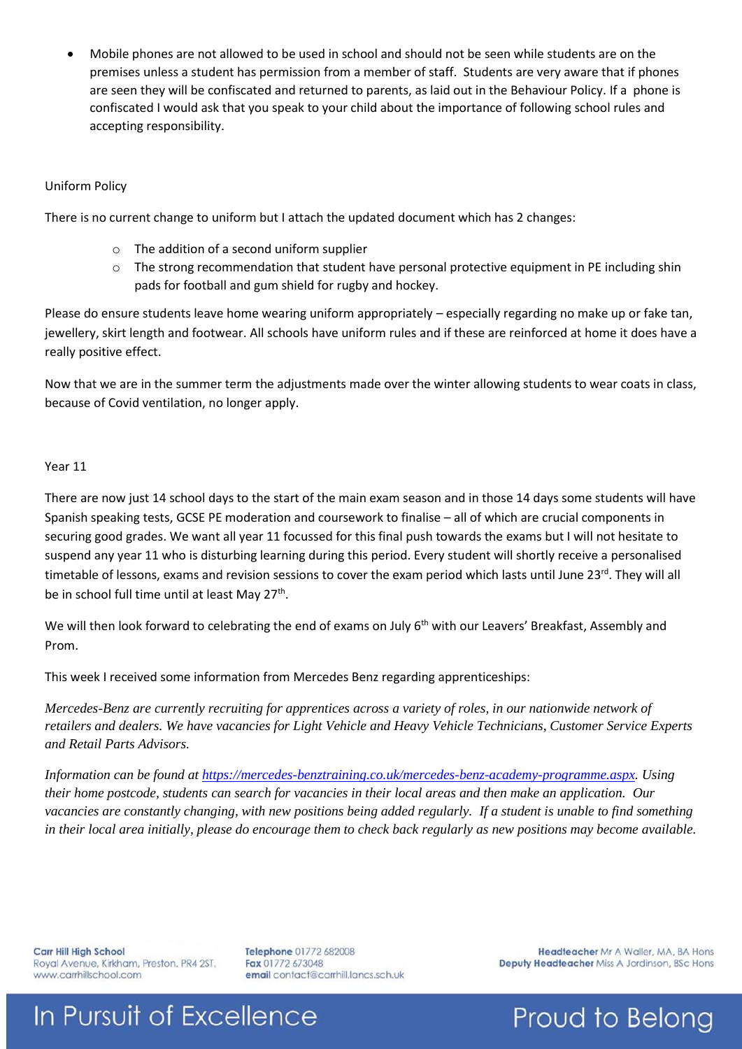- Mobile phones are not allowed to be used in school and should not be seen while students are on the premises unless a student has permission from a member of staff. Students are very aware that if phones are seen they will be confiscated and returned to parents, as laid out in the Behaviour Policy. If a phone is confiscated I would ask that you speak to your child about the importance of following school rules and accepting responsibility.

Uniform Policy

There is no current change to uniform but I attach the updated document which has 2 changes:

- The addition of a second uniform supplier
- The strong recommendation that student have personal protective equipment in PE including shin pads for football and gum shield for rugby and hockey.

Please do ensure students leave home wearing uniform appropriately – especially regarding no make up or fake tan, jewellery, skirt length and footwear. All schools have uniform rules and if these are reinforced at home it does have a really positive effect.

Now that we are in the summer term the adjustments made over the winter allowing students to wear coats in class, because of Covid ventilation, no longer apply.

Year 11

There are now just 14 school days to the start of the main exam season and in those 14 days some students will have Spanish speaking tests, GCSE PE moderation and coursework to finalise – all of which are crucial components in securing good grades. We want all year 11 focussed for this final push towards the exams but I will not hesitate to suspend any year 11 who is disturbing learning during this period. Every student will shortly receive a personalised timetable of lessons, exams and revision sessions to cover the exam period which lasts until June 23rd. They will all be in school full time until at least May 27th.

We will then look forward to celebrating the end of exams on July 6th with our Leavers' Breakfast, Assembly and Prom.

This week I received some information from Mercedes Benz regarding apprenticeships:

*Mercedes-Benz are currently recruiting for apprentices across a variety of roles, in our nationwide network of retailers and dealers. We have vacancies for Light Vehicle and Heavy Vehicle Technicians, Customer Service Experts and Retail Parts Advisors.*

*Information can be found at [https://mercedes-benztraining.co.uk/mercedes-benz-academy-programme.aspx](https://mercedes-benztraining.co.uk/mercedes-benz-academy-programme.aspx). Using their home postcode, students can search for vacancies in their local areas and then make an application. Our vacancies are constantly changing, with new positions being added regularly. If a student is unable to find something in their local area initially, please do encourage them to check back regularly as new positions may become available.*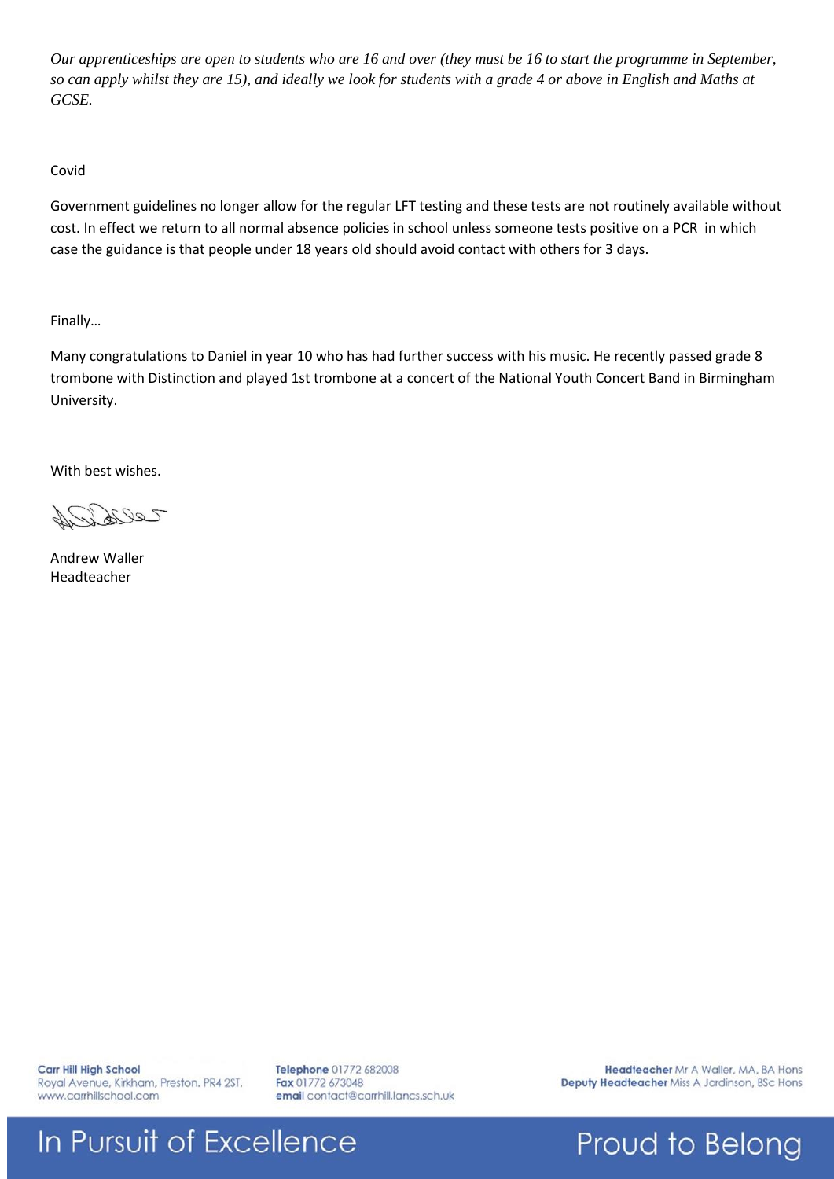*Our apprenticeships are open to students who are 16 and over (they must be 16 to start the programme in September, so can apply whilst they are 15), and ideally we look for students with a grade 4 or above in English and Maths at GCSE.*

Covid

Government guidelines no longer allow for the regular LFT testing and these tests are not routinely available without cost. In effect we return to all normal absence policies in school unless someone tests positive on a PCR in which case the guidance is that people under 18 years old should avoid contact with others for 3 days.

Finally…

Many congratulations to Daniel in year 10 who has had further success with his music. He recently passed grade 8 trombone with Distinction and played 1st trombone at a concert of the National Youth Concert Band in Birmingham University.

With best wishes.

Andrew Waller
Headteacher

**Carr Hill High School**
Royal Avenue, Kirkham, Preston. PR4 2ST.
www.carrhillschool.com

**Telephone** 01772 682008
**Fax** 01772 673048
**email** contact@carrhill.lancs.sch.uk

**Headteacher** Mr A Waller, MA, BA Hons
**Deputy Headteacher** Miss A Jordinson, BSc Hons

In Pursuit of Excellence — Proud to Belong